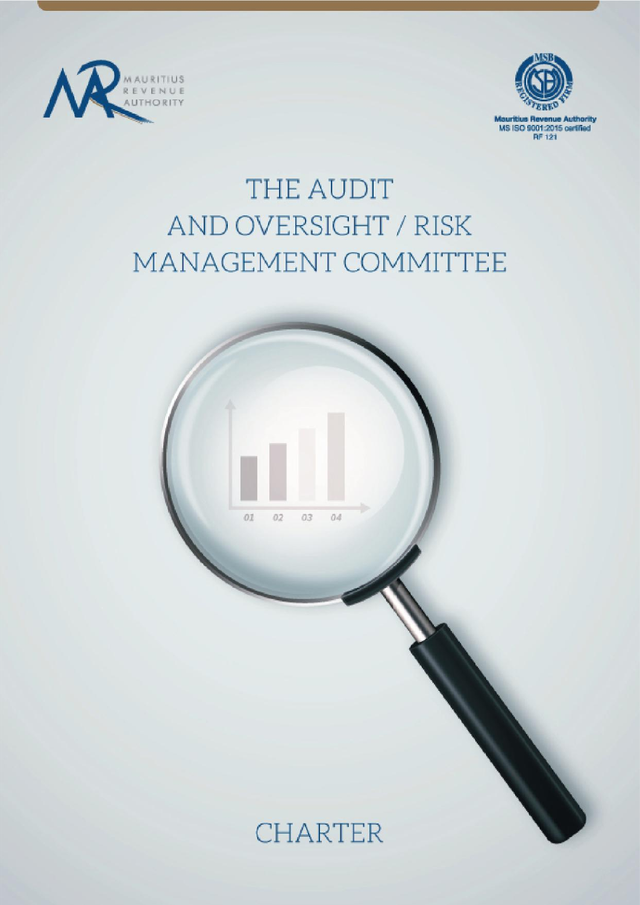MAURITIUS REVENUE AUTHORITY

MSB REGISTERED FIRM

Mauritius Revenue Authority
MS ISO 9001:2015 certified
RF 121

# THE AUDIT AND OVERSIGHT / RISK MANAGEMENT COMMITTEE

01 02 03 04

## CHARTER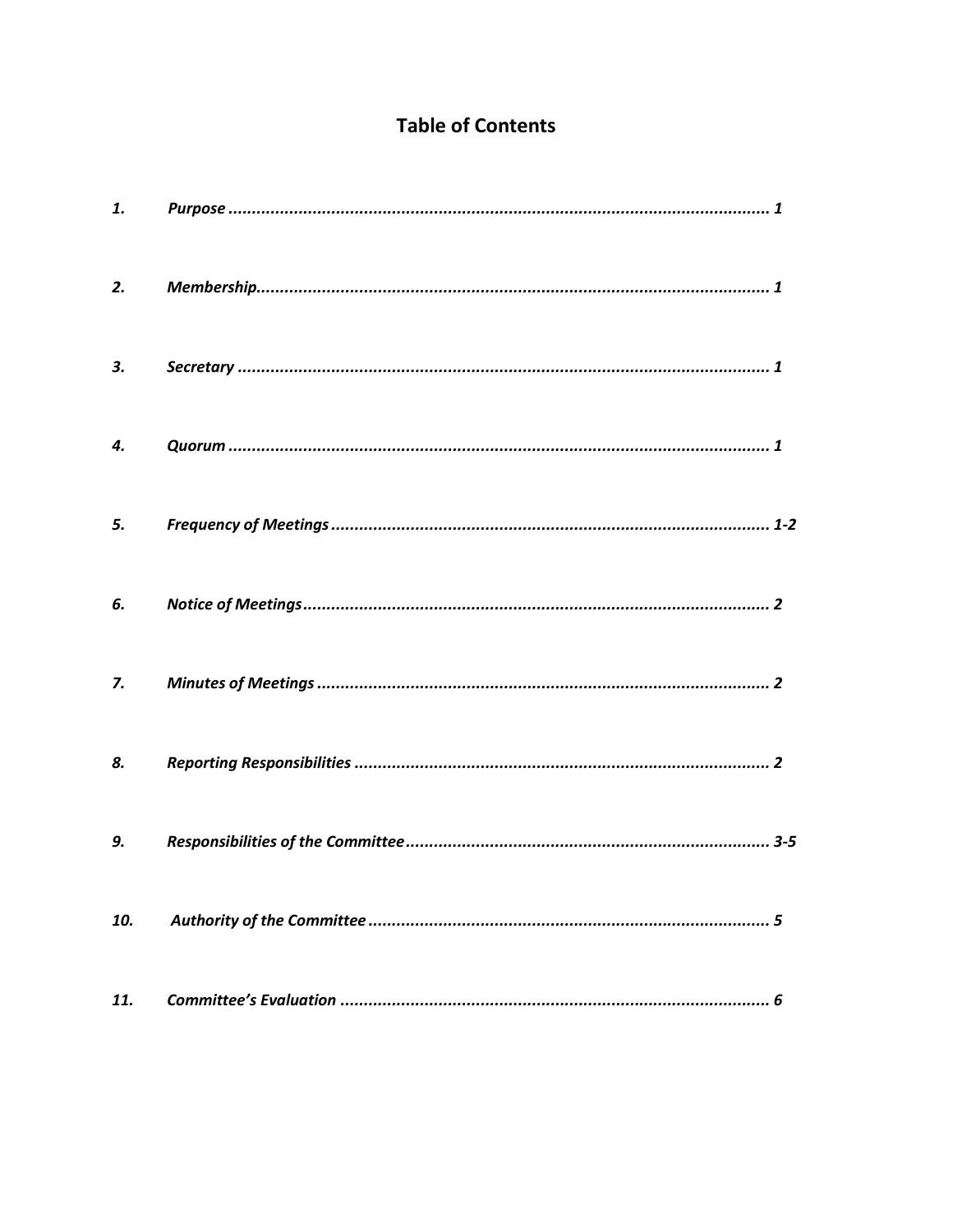# Table of Contents

| | | |
|---|---|---|
| *1.* | *Purpose* | *1* |
| *2.* | *Membership* | *1* |
| *3.* | *Secretary* | *1* |
| *4.* | *Quorum* | *1* |
| *5.* | *Frequency of Meetings* | *1-2* |
| *6.* | *Notice of Meetings* | *2* |
| *7.* | *Minutes of Meetings* | *2* |
| *8.* | *Reporting Responsibilities* | *2* |
| *9.* | *Responsibilities of the Committee* | *3-5* |
| *10.* | *Authority of the Committee* | *5* |
| *11.* | *Committee's Evaluation* | *6* |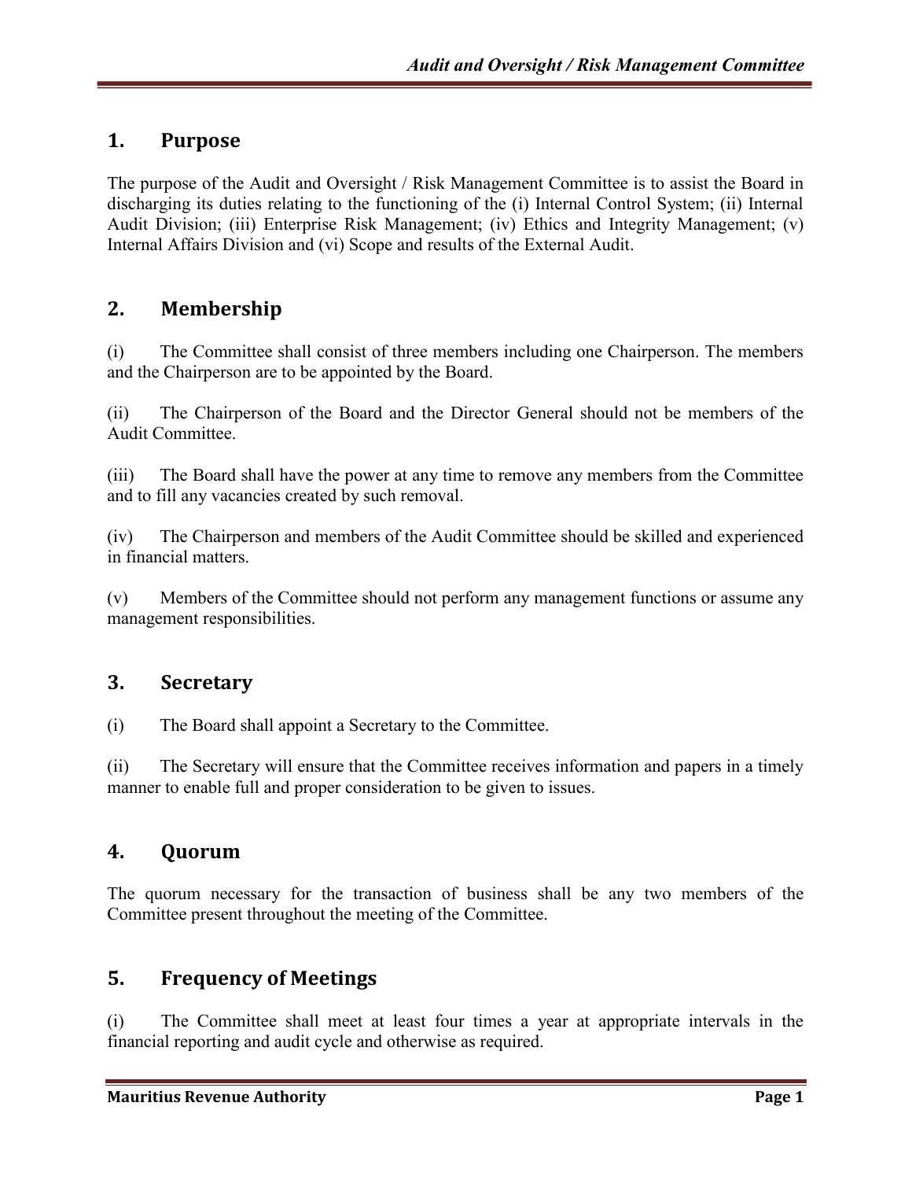## 1. Purpose

The purpose of the Audit and Oversight / Risk Management Committee is to assist the Board in discharging its duties relating to the functioning of the (i) Internal Control System; (ii) Internal Audit Division; (iii) Enterprise Risk Management; (iv) Ethics and Integrity Management; (v) Internal Affairs Division and (vi) Scope and results of the External Audit.

## 2. Membership

(i) The Committee shall consist of three members including one Chairperson. The members and the Chairperson are to be appointed by the Board.

(ii) The Chairperson of the Board and the Director General should not be members of the Audit Committee.

(iii) The Board shall have the power at any time to remove any members from the Committee and to fill any vacancies created by such removal.

(iv) The Chairperson and members of the Audit Committee should be skilled and experienced in financial matters.

(v) Members of the Committee should not perform any management functions or assume any management responsibilities.

## 3. Secretary

(i) The Board shall appoint a Secretary to the Committee.

(ii) The Secretary will ensure that the Committee receives information and papers in a timely manner to enable full and proper consideration to be given to issues.

## 4. Quorum

The quorum necessary for the transaction of business shall be any two members of the Committee present throughout the meeting of the Committee.

## 5. Frequency of Meetings

(i) The Committee shall meet at least four times a year at appropriate intervals in the financial reporting and audit cycle and otherwise as required.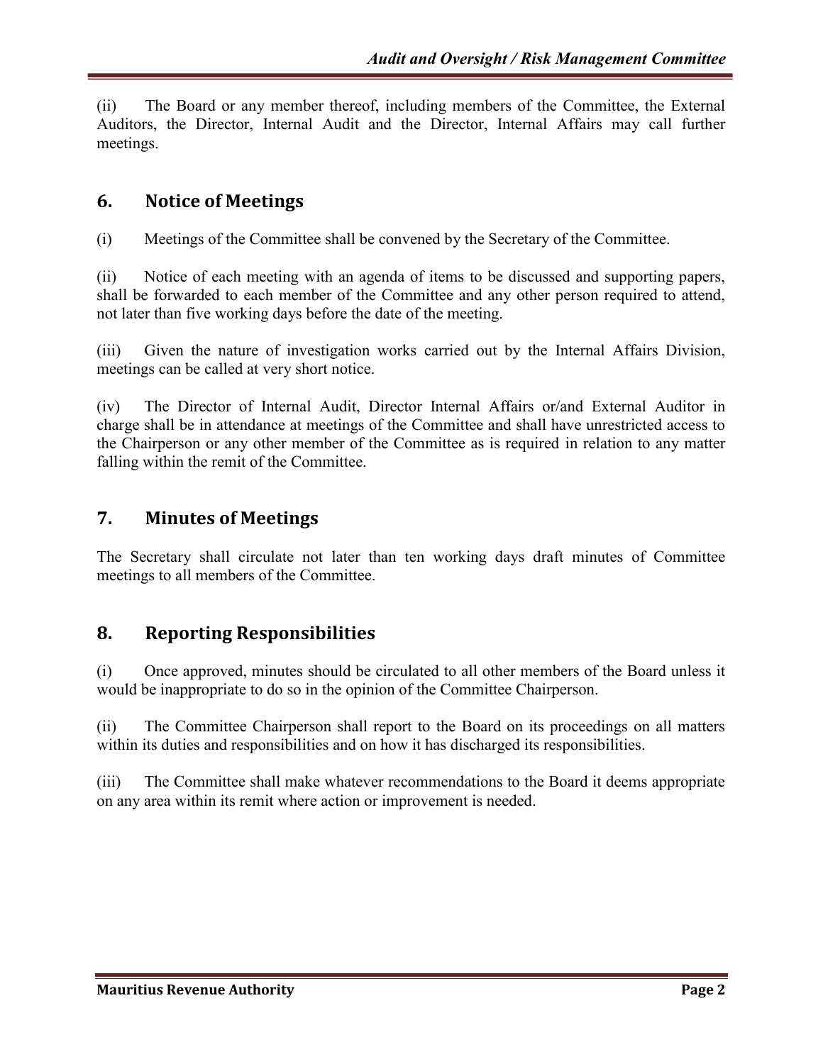(ii) The Board or any member thereof, including members of the Committee, the External Auditors, the Director, Internal Audit and the Director, Internal Affairs may call further meetings.

## 6. Notice of Meetings

(i) Meetings of the Committee shall be convened by the Secretary of the Committee.

(ii) Notice of each meeting with an agenda of items to be discussed and supporting papers, shall be forwarded to each member of the Committee and any other person required to attend, not later than five working days before the date of the meeting.

(iii) Given the nature of investigation works carried out by the Internal Affairs Division, meetings can be called at very short notice.

(iv) The Director of Internal Audit, Director Internal Affairs or/and External Auditor in charge shall be in attendance at meetings of the Committee and shall have unrestricted access to the Chairperson or any other member of the Committee as is required in relation to any matter falling within the remit of the Committee.

## 7. Minutes of Meetings

The Secretary shall circulate not later than ten working days draft minutes of Committee meetings to all members of the Committee.

## 8. Reporting Responsibilities

(i) Once approved, minutes should be circulated to all other members of the Board unless it would be inappropriate to do so in the opinion of the Committee Chairperson.

(ii) The Committee Chairperson shall report to the Board on its proceedings on all matters within its duties and responsibilities and on how it has discharged its responsibilities.

(iii) The Committee shall make whatever recommendations to the Board it deems appropriate on any area within its remit where action or improvement is needed.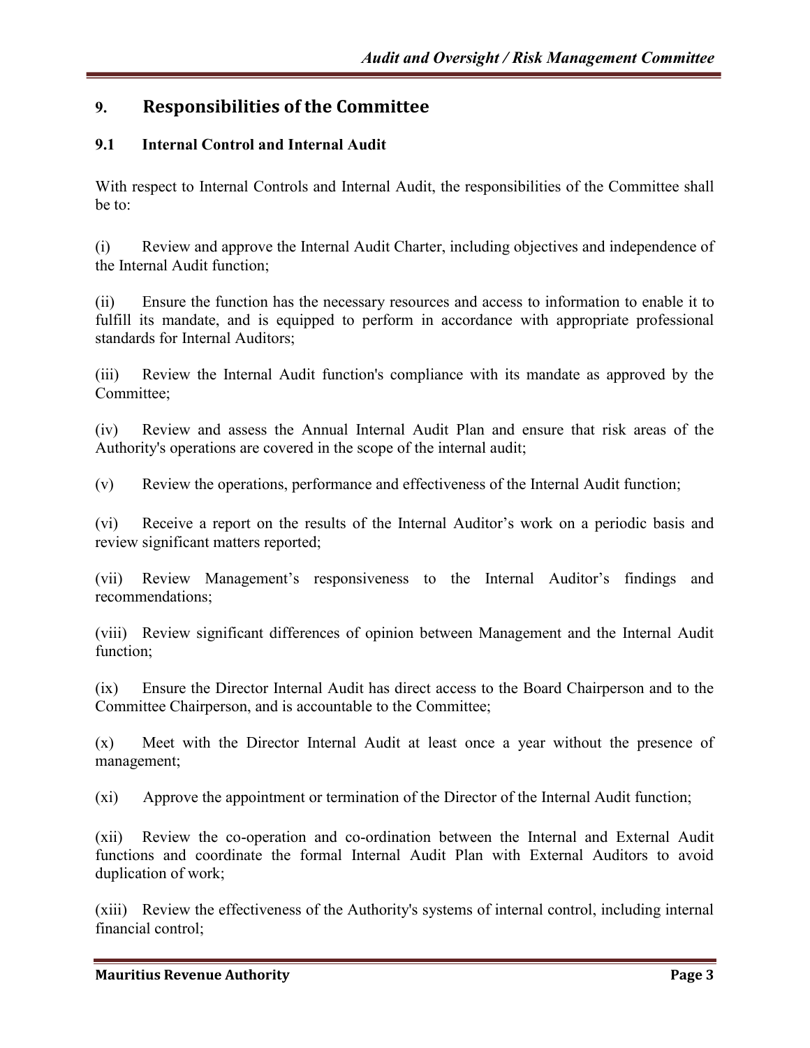## 9. Responsibilities of the Committee

### 9.1 Internal Control and Internal Audit

With respect to Internal Controls and Internal Audit, the responsibilities of the Committee shall be to:

(i) Review and approve the Internal Audit Charter, including objectives and independence of the Internal Audit function;

(ii) Ensure the function has the necessary resources and access to information to enable it to fulfill its mandate, and is equipped to perform in accordance with appropriate professional standards for Internal Auditors;

(iii) Review the Internal Audit function's compliance with its mandate as approved by the Committee;

(iv) Review and assess the Annual Internal Audit Plan and ensure that risk areas of the Authority's operations are covered in the scope of the internal audit;

(v) Review the operations, performance and effectiveness of the Internal Audit function;

(vi) Receive a report on the results of the Internal Auditor's work on a periodic basis and review significant matters reported;

(vii) Review Management's responsiveness to the Internal Auditor's findings and recommendations;

(viii) Review significant differences of opinion between Management and the Internal Audit function;

(ix) Ensure the Director Internal Audit has direct access to the Board Chairperson and to the Committee Chairperson, and is accountable to the Committee;

(x) Meet with the Director Internal Audit at least once a year without the presence of management;

(xi) Approve the appointment or termination of the Director of the Internal Audit function;

(xii) Review the co-operation and co-ordination between the Internal and External Audit functions and coordinate the formal Internal Audit Plan with External Auditors to avoid duplication of work;

(xiii) Review the effectiveness of the Authority's systems of internal control, including internal financial control;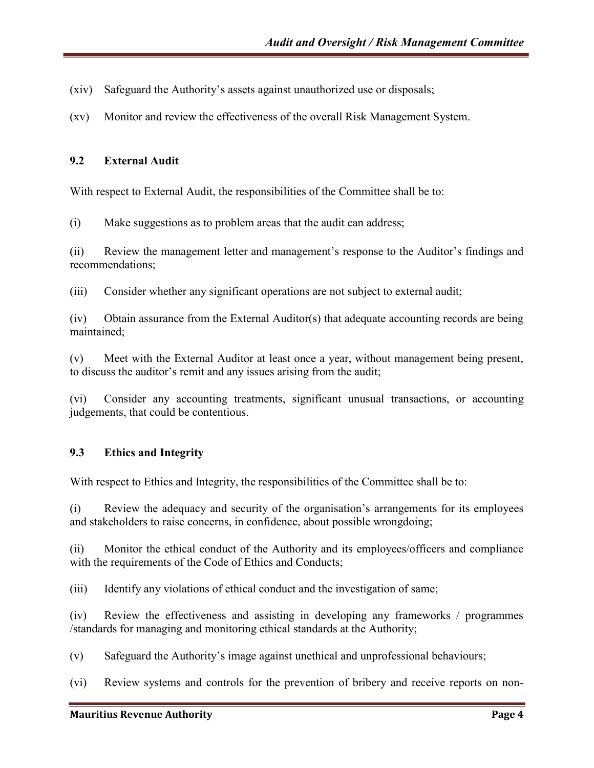(xiv) Safeguard the Authority's assets against unauthorized use or disposals;

(xv) Monitor and review the effectiveness of the overall Risk Management System.

### 9.2 External Audit

With respect to External Audit, the responsibilities of the Committee shall be to:

(i) Make suggestions as to problem areas that the audit can address;

(ii) Review the management letter and management's response to the Auditor's findings and recommendations;

(iii) Consider whether any significant operations are not subject to external audit;

(iv) Obtain assurance from the External Auditor(s) that adequate accounting records are being maintained;

(v) Meet with the External Auditor at least once a year, without management being present, to discuss the auditor's remit and any issues arising from the audit;

(vi) Consider any accounting treatments, significant unusual transactions, or accounting judgements, that could be contentious.

### 9.3 Ethics and Integrity

With respect to Ethics and Integrity, the responsibilities of the Committee shall be to:

(i) Review the adequacy and security of the organisation's arrangements for its employees and stakeholders to raise concerns, in confidence, about possible wrongdoing;

(ii) Monitor the ethical conduct of the Authority and its employees/officers and compliance with the requirements of the Code of Ethics and Conducts;

(iii) Identify any violations of ethical conduct and the investigation of same;

(iv) Review the effectiveness and assisting in developing any frameworks / programmes /standards for managing and monitoring ethical standards at the Authority;

(v) Safeguard the Authority's image against unethical and unprofessional behaviours;

(vi) Review systems and controls for the prevention of bribery and receive reports on non-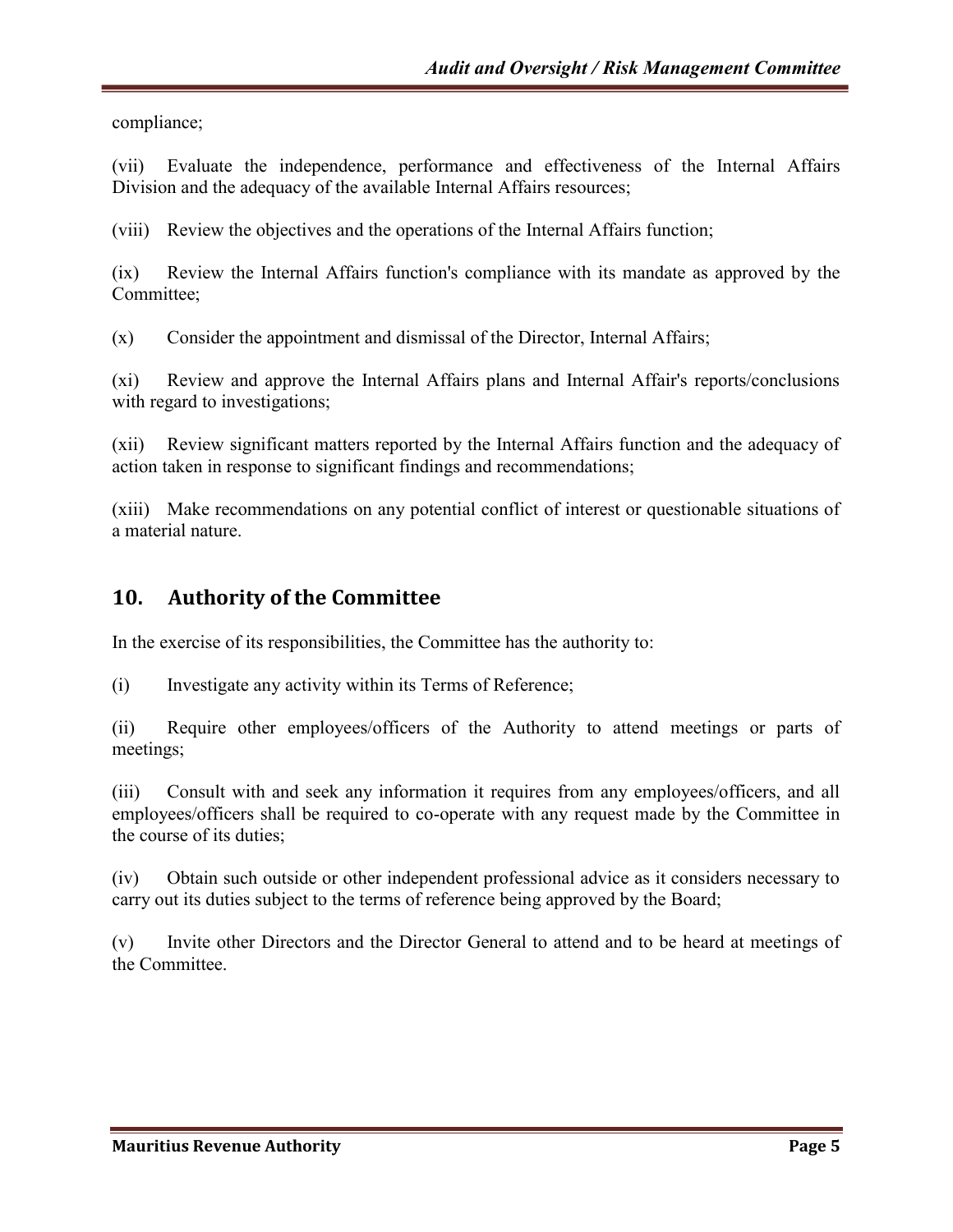compliance;

(vii) Evaluate the independence, performance and effectiveness of the Internal Affairs Division and the adequacy of the available Internal Affairs resources;

(viii) Review the objectives and the operations of the Internal Affairs function;

(ix) Review the Internal Affairs function's compliance with its mandate as approved by the Committee;

(x) Consider the appointment and dismissal of the Director, Internal Affairs;

(xi) Review and approve the Internal Affairs plans and Internal Affair's reports/conclusions with regard to investigations;

(xii) Review significant matters reported by the Internal Affairs function and the adequacy of action taken in response to significant findings and recommendations;

(xiii) Make recommendations on any potential conflict of interest or questionable situations of a material nature.

## 10. Authority of the Committee

In the exercise of its responsibilities, the Committee has the authority to:

(i) Investigate any activity within its Terms of Reference;

(ii) Require other employees/officers of the Authority to attend meetings or parts of meetings;

(iii) Consult with and seek any information it requires from any employees/officers, and all employees/officers shall be required to co-operate with any request made by the Committee in the course of its duties;

(iv) Obtain such outside or other independent professional advice as it considers necessary to carry out its duties subject to the terms of reference being approved by the Board;

(v) Invite other Directors and the Director General to attend and to be heard at meetings of the Committee.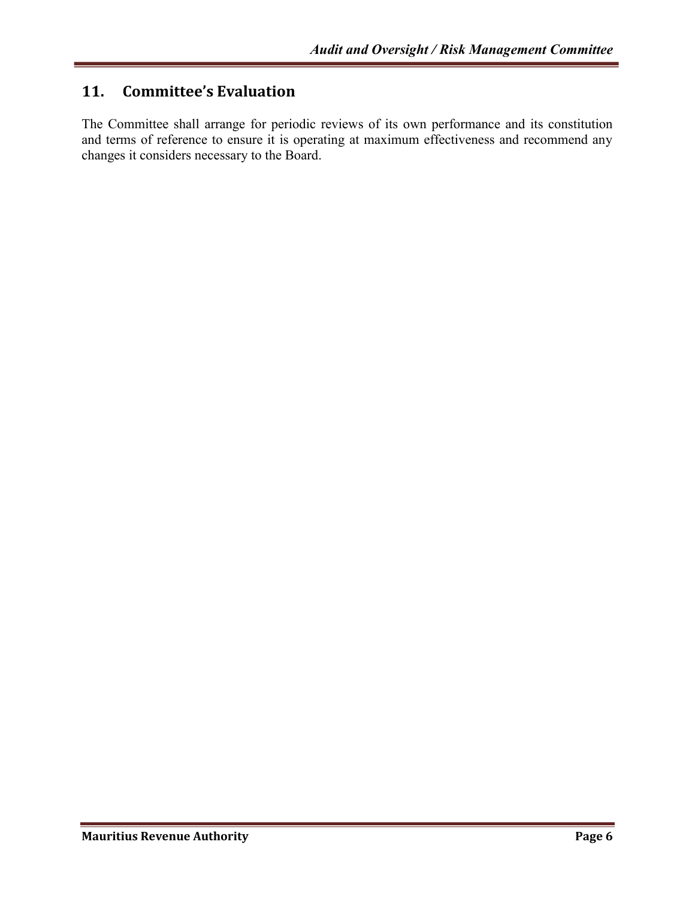## 11. Committee's Evaluation

The Committee shall arrange for periodic reviews of its own performance and its constitution and terms of reference to ensure it is operating at maximum effectiveness and recommend any changes it considers necessary to the Board.